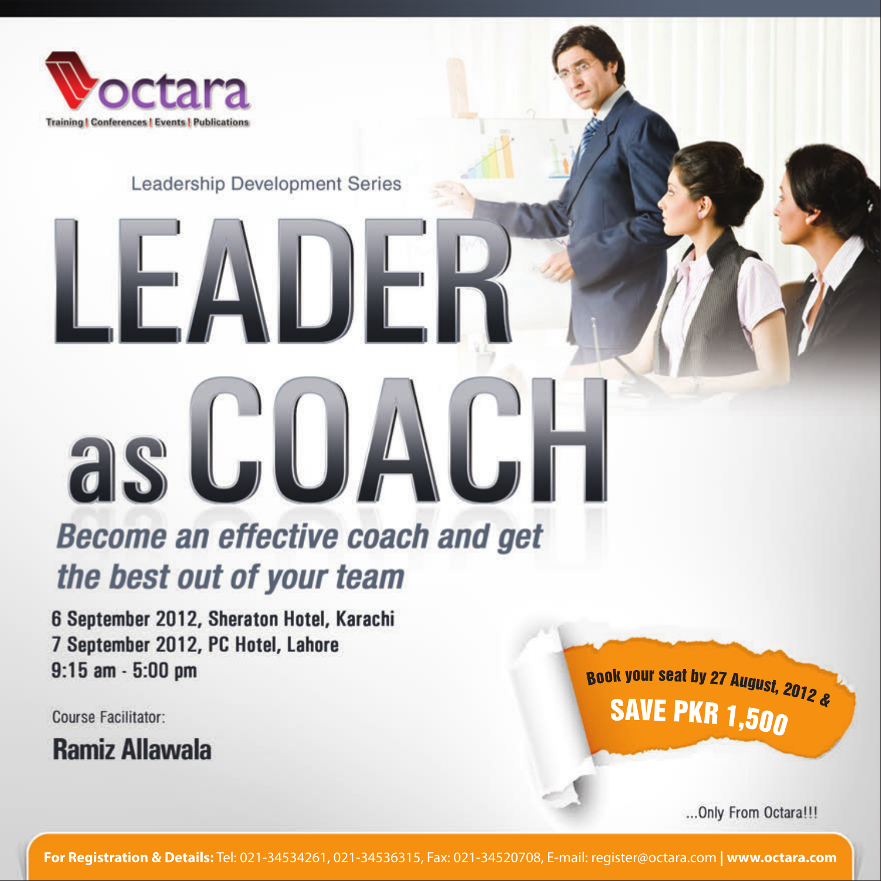**octara**

Training | Conferences | Events | Publications

Leadership Development Series

# LEADER as COACH

***Become an effective coach and get the best out of your team***

**6 September 2012, Sheraton Hotel, Karachi**
**7 September 2012, PC Hotel, Lahore**
**9:15 am - 5:00 pm**

Course Facilitator:

**Ramiz Allawala**

**Book your seat by 27 August, 2012 &**
**SAVE PKR 1,500**

...Only From Octara!!!

**For Registration & Details:** Tel: 021-34534261, 021-34536315, Fax: 021-34520708, E-mail: register@octara.com | **www.octara.com**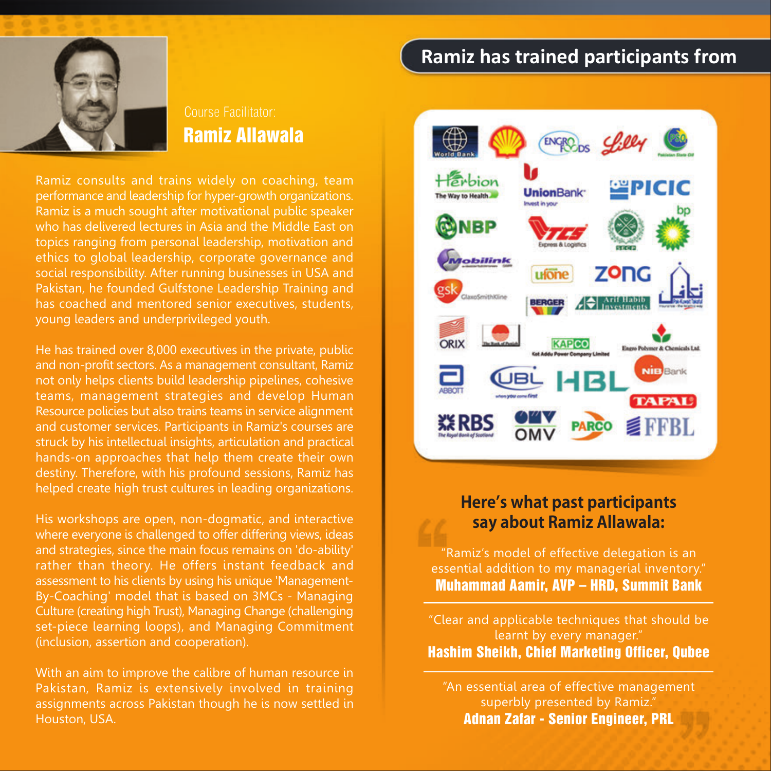Course Facilitator:

## Ramiz Allawala

Ramiz consults and trains widely on coaching, team performance and leadership for hyper-growth organizations. Ramiz is a much sought after motivational public speaker who has delivered lectures in Asia and the Middle East on topics ranging from personal leadership, motivation and ethics to global leadership, corporate governance and social responsibility. After running businesses in USA and Pakistan, he founded Gulfstone Leadership Training and has coached and mentored senior executives, students, young leaders and underprivileged youth.

He has trained over 8,000 executives in the private, public and non-profit sectors. As a management consultant, Ramiz not only helps clients build leadership pipelines, cohesive teams, management strategies and develop Human Resource policies but also trains teams in service alignment and customer services. Participants in Ramiz's courses are struck by his intellectual insights, articulation and practical hands-on approaches that help them create their own destiny. Therefore, with his profound sessions, Ramiz has helped create high trust cultures in leading organizations.

His workshops are open, non-dogmatic, and interactive where everyone is challenged to offer differing views, ideas and strategies, since the main focus remains on 'do-ability' rather than theory. He offers instant feedback and assessment to his clients by using his unique 'Management-By-Coaching' model that is based on 3MCs - Managing Culture (creating high Trust), Managing Change (challenging set-piece learning loops), and Managing Commitment (inclusion, assertion and cooperation).

With an aim to improve the calibre of human resource in Pakistan, Ramiz is extensively involved in training assignments across Pakistan though he is now settled in Houston, USA.

## Ramiz has trained participants from

World Bank, Shell, Engro Foods, Lilly, Pakistan State Oil, Herbion, Union Bank, PICIC, NBP, TCS Express & Logistics, SECP, bp, Mobilink, ufone, Zong, Pak-Kuwait Takaful, GSK GlaxoSmithKline, Berger, Arif Habib Investments, ORIX, The Bank of Punjab, KAPCO Kot Addu Power Company Limited, Engro Polymer & Chemicals Ltd., Abbott, UBL, HBL, NIB Bank, Tapal, RBS The Royal Bank of Scotland, OMV, PARCO, FFBL

## Here's what past participants say about Ramiz Allawala:

"Ramiz's model of effective delegation is an essential addition to my managerial inventory."
**Muhammad Aamir, AVP – HRD, Summit Bank**

"Clear and applicable techniques that should be learnt by every manager."
**Hashim Sheikh, Chief Marketing Officer, Qubee**

"An essential area of effective management superbly presented by Ramiz."
**Adnan Zafar - Senior Engineer, PRL**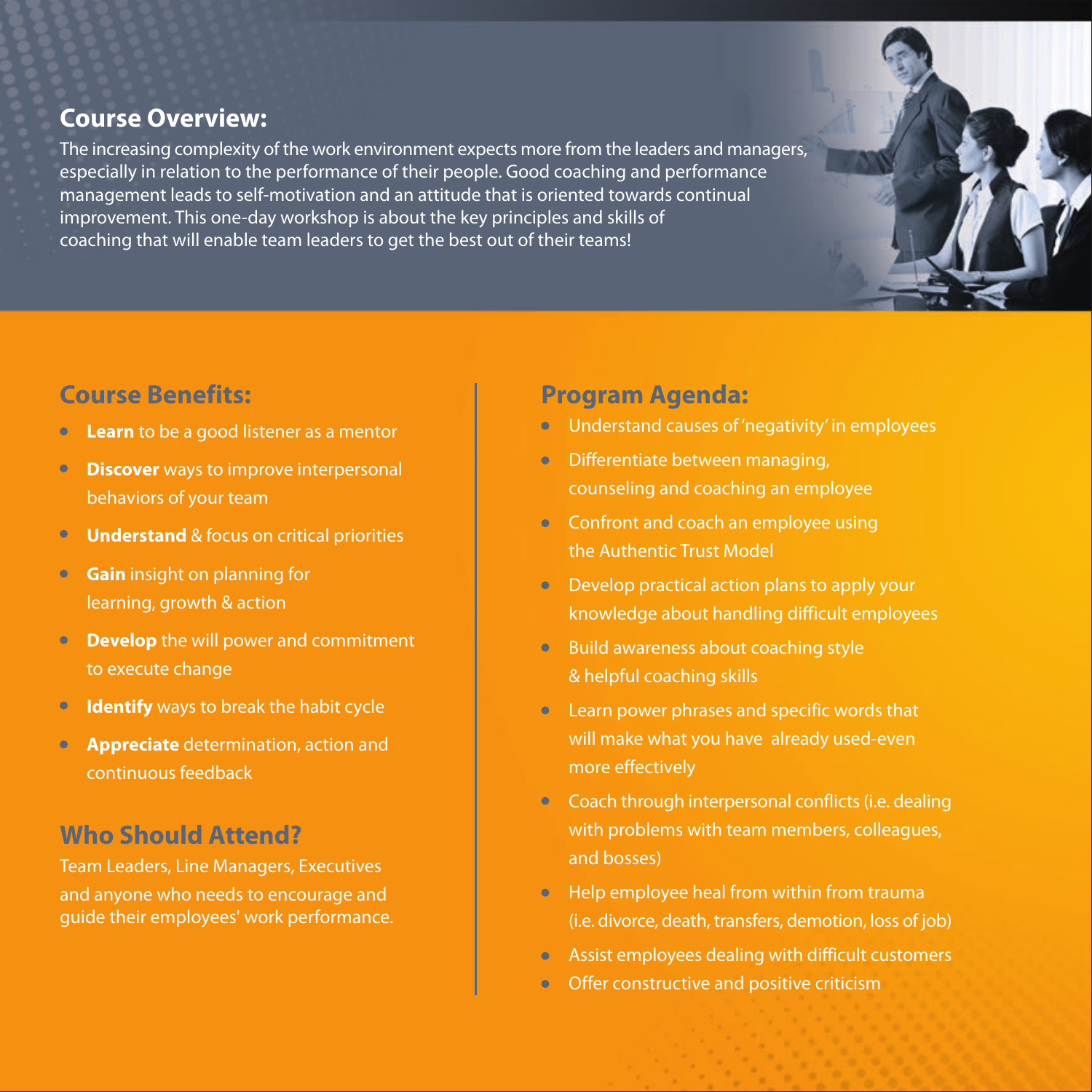## Course Overview:

The increasing complexity of the work environment expects more from the leaders and managers, especially in relation to the performance of their people. Good coaching and performance management leads to self-motivation and an attitude that is oriented towards continual improvement. This one-day workshop is about the key principles and skills of coaching that will enable team leaders to get the best out of their teams!

## Course Benefits:

- **Learn** to be a good listener as a mentor
- **Discover** ways to improve interpersonal behaviors of your team
- **Understand** & focus on critical priorities
- **Gain** insight on planning for learning, growth & action
- **Develop** the will power and commitment to execute change
- **Identify** ways to break the habit cycle
- **Appreciate** determination, action and continuous feedback

## Who Should Attend?

Team Leaders, Line Managers, Executives and anyone who needs to encourage and guide their employees' work performance.

## Program Agenda:

- Understand causes of 'negativity' in employees
- Differentiate between managing, counseling and coaching an employee
- Confront and coach an employee using the Authentic Trust Model
- Develop practical action plans to apply your knowledge about handling difficult employees
- Build awareness about coaching style & helpful coaching skills
- Learn power phrases and specific words that will make what you have already used-even more effectively
- Coach through interpersonal conflicts (i.e. dealing with problems with team members, colleagues, and bosses)
- Help employee heal from within from trauma (i.e. divorce, death, transfers, demotion, loss of job)
- Assist employees dealing with difficult customers
- Offer constructive and positive criticism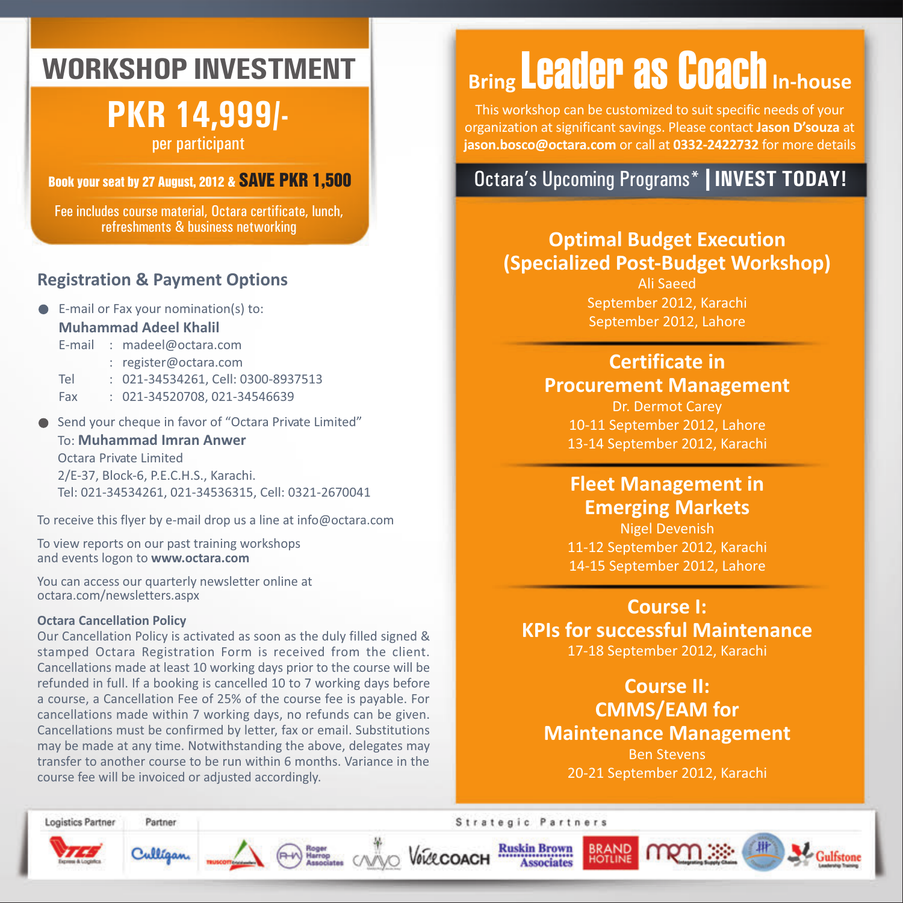# WORKSHOP INVESTMENT

## PKR 14,999/-

per participant

**Book your seat by 27 August, 2012 & SAVE PKR 1,500**

Fee includes course material, Octara certificate, lunch, refreshments & business networking

## Registration & Payment Options

- E-mail or Fax your nomination(s) to:
  **Muhammad Adeel Khalil**
  E-mail : madeel@octara.com
  : register@octara.com
  Tel : 021-34534261, Cell: 0300-8937513
  Fax : 021-34520708, 021-34546639

- Send your cheque in favor of "Octara Private Limited"
  To: **Muhammad Imran Anwer**
  Octara Private Limited
  2/E-37, Block-6, P.E.C.H.S., Karachi.
  Tel: 021-34534261, 021-34536315, Cell: 0321-2670041

To receive this flyer by e-mail drop us a line at info@octara.com

To view reports on our past training workshops and events logon to **www.octara.com**

You can access our quarterly newsletter online at octara.com/newsletters.aspx

**Octara Cancellation Policy**

Our Cancellation Policy is activated as soon as the duly filled signed & stamped Octara Registration Form is received from the client. Cancellations made at least 10 working days prior to the course will be refunded in full. If a booking is cancelled 10 to 7 working days before a course, a Cancellation Fee of 25% of the course fee is payable. For cancellations made within 7 working days, no refunds can be given. Cancellations must be confirmed by letter, fax or email. Substitutions may be made at any time. Notwithstanding the above, delegates may transfer to another course to be run within 6 months. Variance in the course fee will be invoiced or adjusted accordingly.

# Bring Leader as Coach In-house

This workshop can be customized to suit specific needs of your organization at significant savings. Please contact **Jason D'souza** at **jason.bosco@octara.com** or call at **0332-2422732** for more details

## Octara's Upcoming Programs* | INVEST TODAY!

### Optimal Budget Execution (Specialized Post-Budget Workshop)

Ali Saeed
September 2012, Karachi
September 2012, Lahore

### Certificate in Procurement Management

Dr. Dermot Carey
10-11 September 2012, Lahore
13-14 September 2012, Karachi

### Fleet Management in Emerging Markets

Nigel Devenish
11-12 September 2012, Karachi
14-15 September 2012, Lahore

### Course I: KPIs for successful Maintenance

17-18 September 2012, Karachi

### Course II: CMMS/EAM for Maintenance Management

Ben Stevens
20-21 September 2012, Karachi

Logistics Partner: TCS Express & Logistics
Partner: Culligan
Strategic Partners: Truscott, Roger Harrop Associates, Vivo, VoiceCoach, Ruskin Brown Associates, Brand Hotline, MCM Integrating Supply Chain, Gulfstone Leadership Training